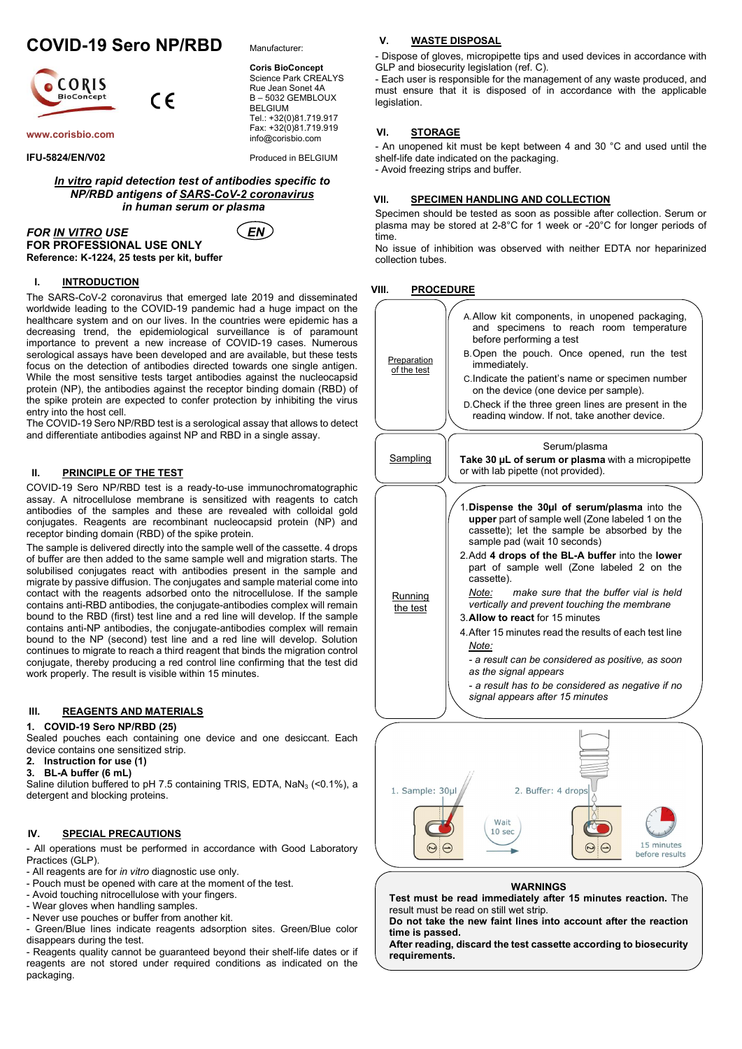# COVID-19 Sero NP/RBD

Manufacturer:

**Coris BioConcept**
Science Park CREALYS
Rue Jean Sonet 4A
B – 5032 GEMBLOUX
BELGIUM
Tel.: +32(0)81.719.917
Fax: +32(0)81.719.919
info@corisbio.com

www.corisbio.com

IFU-5824/EN/V02

Produced in BELGIUM

***In vitro* rapid detection test of antibodies specific to NP/RBD antigens of SARS-CoV-2 coronavirus in human serum or plasma**

***FOR IN VITRO USE***
**FOR PROFESSIONAL USE ONLY**
**Reference: K-1224, 25 tests per kit, buffer**

EN

## I. INTRODUCTION

The SARS-CoV-2 coronavirus that emerged late 2019 and disseminated worldwide leading to the COVID-19 pandemic had a huge impact on the healthcare system and on our lives. In the countries were epidemic has a decreasing trend, the epidemiological surveillance is of paramount importance to prevent a new increase of COVID-19 cases. Numerous serological assays have been developed and are available, but these tests focus on the detection of antibodies directed towards one single antigen. While the most sensitive tests target antibodies against the nucleocapsid protein (NP), the antibodies against the receptor binding domain (RBD) of the spike protein are expected to confer protection by inhibiting the virus entry into the host cell.
The COVID-19 Sero NP/RBD test is a serological assay that allows to detect and differentiate antibodies against NP and RBD in a single assay.

## II. PRINCIPLE OF THE TEST

COVID-19 Sero NP/RBD test is a ready-to-use immunochromatographic assay. A nitrocellulose membrane is sensitized with reagents to catch antibodies of the samples and these are revealed with colloidal gold conjugates. Reagents are recombinant nucleocapsid protein (NP) and receptor binding domain (RBD) of the spike protein.

The sample is delivered directly into the sample well of the cassette. 4 drops of buffer are then added to the same sample well and migration starts. The solubilised conjugates react with antibodies present in the sample and migrate by passive diffusion. The conjugates and sample material come into contact with the reagents adsorbed onto the nitrocellulose. If the sample contains anti-RBD antibodies, the conjugate-antibodies complex will remain bound to the RBD (first) test line and a red line will develop. If the sample contains anti-NP antibodies, the conjugate-antibodies complex will remain bound to the NP (second) test line and a red line will develop. Solution continues to migrate to reach a third reagent that binds the migration control conjugate, thereby producing a red control line confirming that the test did work properly. The result is visible within 15 minutes.

## III. REAGENTS AND MATERIALS

**1. COVID-19 Sero NP/RBD (25)**
Sealed pouches each containing one device and one desiccant. Each device contains one sensitized strip.
**2. Instruction for use (1)**
**3. BL-A buffer (6 mL)**
Saline dilution buffered to pH 7.5 containing TRIS, EDTA, $NaN_3$ (<0.1%), a detergent and blocking proteins.

## IV. SPECIAL PRECAUTIONS

- All operations must be performed in accordance with Good Laboratory Practices (GLP).
- All reagents are for *in vitro* diagnostic use only.
- Pouch must be opened with care at the moment of the test.
- Avoid touching nitrocellulose with your fingers.
- Wear gloves when handling samples.
- Never use pouches or buffer from another kit.
- Green/Blue lines indicate reagents adsorption sites. Green/Blue color disappears during the test.
- Reagents quality cannot be guaranteed beyond their shelf-life dates or if reagents are not stored under required conditions as indicated on the packaging.

## V. WASTE DISPOSAL

- Dispose of gloves, micropipette tips and used devices in accordance with GLP and biosecurity legislation (ref. C).
- Each user is responsible for the management of any waste produced, and must ensure that it is disposed of in accordance with the applicable legislation.

## VI. STORAGE

- An unopened kit must be kept between 4 and 30 °C and used until the shelf-life date indicated on the packaging.
- Avoid freezing strips and buffer.

## VII. SPECIMEN HANDLING AND COLLECTION

Specimen should be tested as soon as possible after collection. Serum or plasma may be stored at 2-8°C for 1 week or -20°C for longer periods of time.
No issue of inhibition was observed with neither EDTA nor heparinized collection tubes.

## VIII. PROCEDURE

**Preparation of the test**

A. Allow kit components, in unopened packaging, and specimens to reach room temperature before performing a test
B. Open the pouch. Once opened, run the test immediately.
C. Indicate the patient's name or specimen number on the device (one device per sample).
D. Check if the three green lines are present in the reading window. If not, take another device.

**Sampling**

Serum/plasma
**Take 30 µL of serum or plasma** with a micropipette or with lab pipette (not provided).

**Running the test**

1. **Dispense the 30µl of serum/plasma** into the **upper** part of sample well (Zone labeled 1 on the cassette); let the sample be absorbed by the sample pad (wait 10 seconds)
2. Add **4 drops of the BL-A buffer** into the **lower** part of sample well (Zone labeled 2 on the cassette).
   *Note: make sure that the buffer vial is held vertically and prevent touching the membrane*
3. **Allow to react** for 15 minutes
4. After 15 minutes read the results of each test line
   *Note:*
   *- a result can be considered as positive, as soon as the signal appears*
   *- a result has to be considered as negative if no signal appears after 15 minutes*

1. Sample: 30µl — Wait 10 sec — 2. Buffer: 4 drops — 15 minutes before results

**WARNINGS**

**Test must be read immediately after 15 minutes reaction.** The result must be read on still wet strip.
**Do not take the new faint lines into account after the reaction time is passed.**
**After reading, discard the test cassette according to biosecurity requirements.**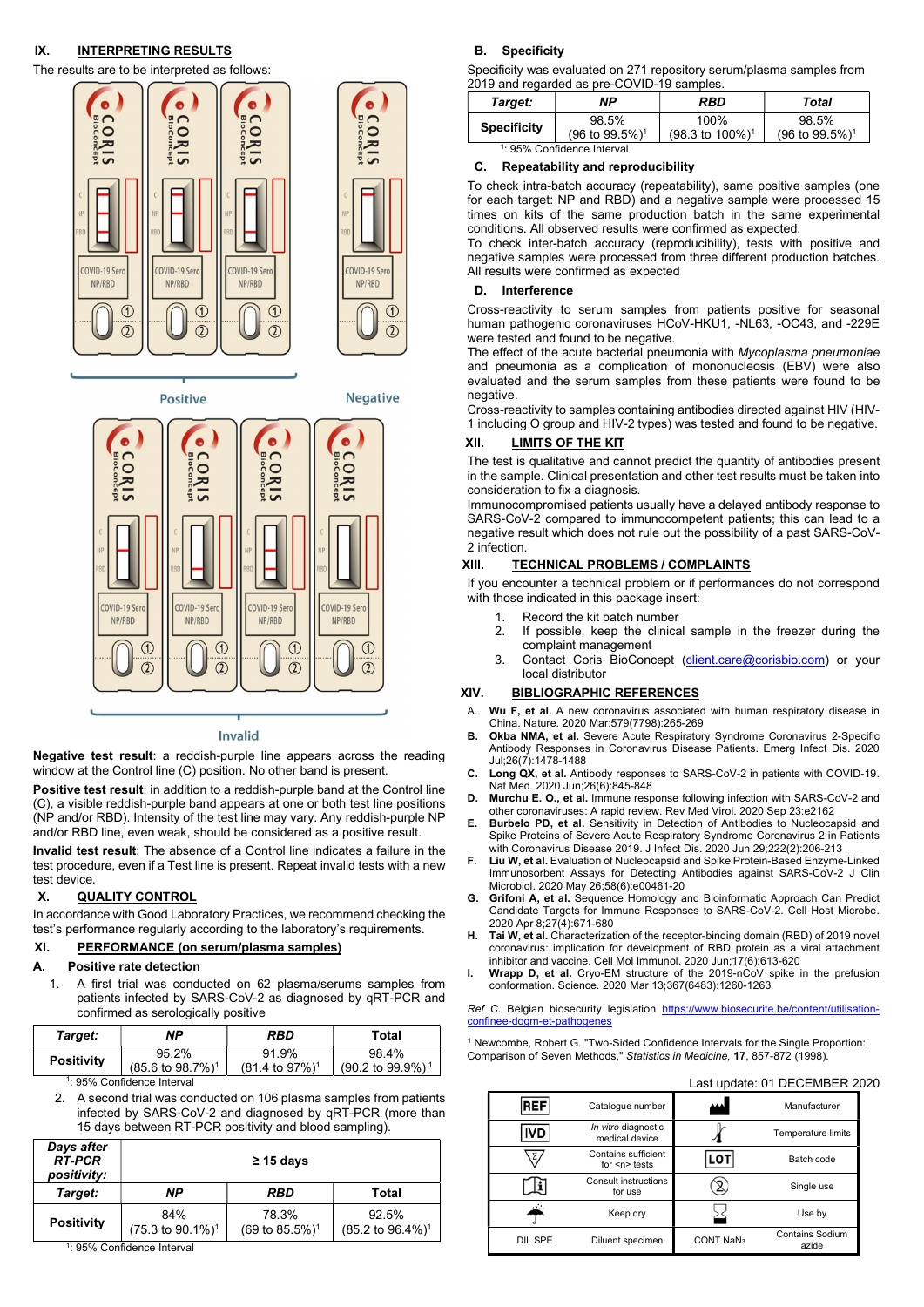## IX. INTERPRETING RESULTS

The results are to be interpreted as follows:

Positive

Negative

Invalid

**Negative test result**: a reddish-purple line appears across the reading window at the Control line (C) position. No other band is present.

**Positive test result**: in addition to a reddish-purple band at the Control line (C), a visible reddish-purple band appears at one or both test line positions (NP and/or RBD). Intensity of the test line may vary. Any reddish-purple NP and/or RBD line, even weak, should be considered as a positive result.

**Invalid test result**: The absence of a Control line indicates a failure in the test procedure, even if a Test line is present. Repeat invalid tests with a new test device.

## X. QUALITY CONTROL

In accordance with Good Laboratory Practices, we recommend checking the test's performance regularly according to the laboratory's requirements.

## XI. PERFORMANCE (on serum/plasma samples)

### A. Positive rate detection

1. A first trial was conducted on 62 plasma/serums samples from patients infected by SARS-CoV-2 as diagnosed by qRT-PCR and confirmed as serologically positive

| *Target:* | *NP* | *RBD* | Total |
|---|---|---|---|
| Positivity | 95.2% (85.6 to 98.7%)[1] | 91.9% (81.4 to 97%)[1] | 98.4% (90.2 to 99.9%)[1] |

[1]: 95% Confidence Interval

2. A second trial was conducted on 106 plasma samples from patients infected by SARS-CoV-2 and diagnosed by qRT-PCR (more than 15 days between RT-PCR positivity and blood sampling).

| *Days after RT-PCR positivity:* | ≥ 15 days | | |
|---|---|---|---|
| *Target:* | *NP* | *RBD* | Total |
| Positivity | 84% (75.3 to 90.1%)[1] | 78.3% (69 to 85.5%)[1] | 92.5% (85.2 to 96.4%)[1] |

[1]: 95% Confidence Interval

### B. Specificity

Specificity was evaluated on 271 repository serum/plasma samples from 2019 and regarded as pre-COVID-19 samples.

| *Target:* | *NP* | *RBD* | *Total* |
|---|---|---|---|
| Specificity | 98.5% (96 to 99.5%)[1] | 100% (98.3 to 100%)[1] | 98.5% (96 to 99.5%)[1] |

[1]: 95% Confidence Interval

### C. Repeatability and reproducibility

To check intra-batch accuracy (repeatability), same positive samples (one for each target: NP and RBD) and a negative sample were processed 15 times on kits of the same production batch in the same experimental conditions. All observed results were confirmed as expected.

To check inter-batch accuracy (reproducibility), tests with positive and negative samples were processed from three different production batches. All results were confirmed as expected

### D. Interference

Cross-reactivity to serum samples from patients positive for seasonal human pathogenic coronaviruses HCoV-HKU1, -NL63, -OC43, and -229E were tested and found to be negative.

The effect of the acute bacterial pneumonia with *Mycoplasma pneumoniae* and pneumonia as a complication of mononucleosis (EBV) were also evaluated and the serum samples from these patients were found to be negative.

Cross-reactivity to samples containing antibodies directed against HIV (HIV-1 including O group and HIV-2 types) was tested and found to be negative.

## XII. LIMITS OF THE KIT

The test is qualitative and cannot predict the quantity of antibodies present in the sample. Clinical presentation and other test results must be taken into consideration to fix a diagnosis.

Immunocompromised patients usually have a delayed antibody response to SARS-CoV-2 compared to immunocompetent patients; this can lead to a negative result which does not rule out the possibility of a past SARS-CoV-2 infection.

## XIII. TECHNICAL PROBLEMS / COMPLAINTS

If you encounter a technical problem or if performances do not correspond with those indicated in this package insert:

1. Record the kit batch number
2. If possible, keep the clinical sample in the freezer during the complaint management
3. Contact Coris BioConcept (client.care@corisbio.com) or your local distributor

## XIV. BIBLIOGRAPHIC REFERENCES

A. **Wu F, et al.** A new coronavirus associated with human respiratory disease in China. Nature. 2020 Mar;579(7798):265-269

B. **Okba NMA, et al.** Severe Acute Respiratory Syndrome Coronavirus 2-Specific Antibody Responses in Coronavirus Disease Patients. Emerg Infect Dis. 2020 Jul;26(7):1478-1488

C. **Long QX, et al.** Antibody responses to SARS-CoV-2 in patients with COVID-19. Nat Med. 2020 Jun;26(6):845-848

D. **Murchu E. O., et al.** Immune response following infection with SARS-CoV-2 and other coronaviruses: A rapid review. Rev Med Virol. 2020 Sep 23:e2162

E. **Burbelo PD, et al.** Sensitivity in Detection of Antibodies to Nucleocapsid and Spike Proteins of Severe Acute Respiratory Syndrome Coronavirus 2 in Patients with Coronavirus Disease 2019. J Infect Dis. 2020 Jun 29;222(2):206-213

F. **Liu W, et al.** Evaluation of Nucleocapsid and Spike Protein-Based Enzyme-Linked Immunosorbent Assays for Detecting Antibodies against SARS-CoV-2 J Clin Microbiol. 2020 May 26;58(6):e00461-20

G. **Grifoni A, et al.** Sequence Homology and Bioinformatic Approach Can Predict Candidate Targets for Immune Responses to SARS-CoV-2. Cell Host Microbe. 2020 Apr 8;27(4):671-680

H. **Tai W, et al.** Characterization of the receptor-binding domain (RBD) of 2019 novel coronavirus: implication for development of RBD protein as a viral attachment inhibitor and vaccine. Cell Mol Immunol. 2020 Jun;17(6):613-620

I. **Wrapp D, et al.** Cryo-EM structure of the 2019-nCoV spike in the prefusion conformation. Science. 2020 Mar 13;367(6483):1260-1263

*Ref C.* Belgian biosecurity legislation https://www.biosecurite.be/content/utilisation-confinee-dogm-et-pathogenes

[1] Newcombe, Robert G. "Two-Sided Confidence Intervals for the Single Proportion: Comparison of Seven Methods," *Statistics in Medicine,* **17**, 857-872 (1998).

Last update: 01 DECEMBER 2020

| | | | |
|---|---|---|---|
| REF | Catalogue number | | Manufacturer |
| IVD | *In vitro* diagnostic medical device | | Temperature limits |
| Σ | Contains sufficient for <n> tests | LOT | Batch code |
| | Consult instructions for use | ② | Single use |
| | Keep dry | | Use by |
| DIL SPE | Diluent specimen | CONT $NaN_3$ | Contains Sodium azide |